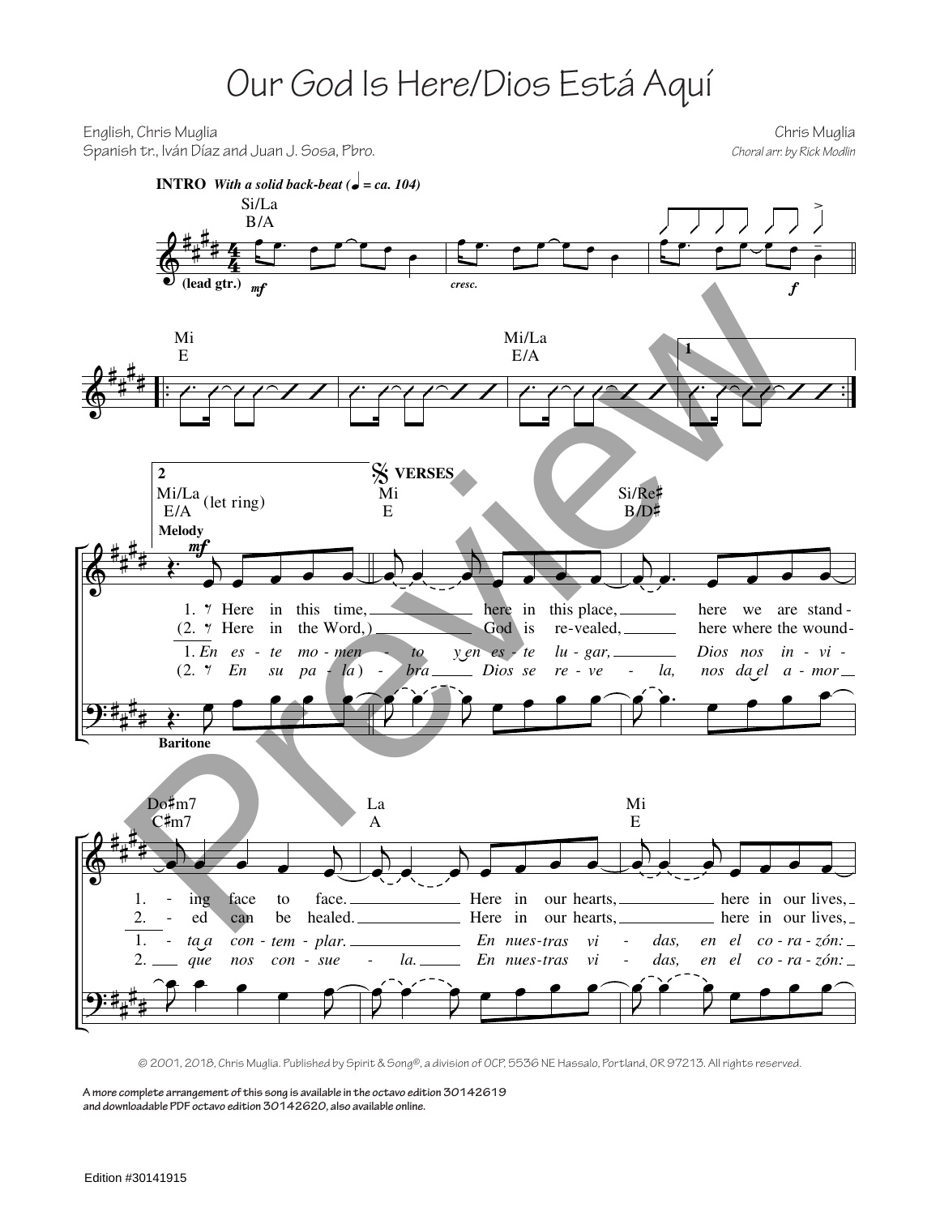# Our God Is Here/Dios Está Aquí

English, Chris Muglia
Spanish tr., Iván Díaz and Juan J. Sosa, Pbro.

Chris Muglia
*Choral arr. by Rick Modlin*

**INTRO** *With a solid back-beat (♩ = ca. 104)*

Si/La B/A

(lead gtr.) *mf* *cresc.* *f*

Mi E — Mi/La E/A

**VERSES**

Mi E — Si/Re♯ B/D♯

1. Here in this time, here in this place, here we are stand-ing face to face.
(2. Here in the Word,) God is re-vealed, here where the wound-ed can be healed.

1. *En es-te mo-men-to y en es-te lu-gar, Dios nos in-vi-ta a con-tem-plar.*
(2. *En su pa-la) -bra Dios se re-ve-la, nos da el a-mor que nos con-sue-la.*

Do♯m7 C♯m7 — La A — Mi E

1. Here in our hearts, here in our lives,
2. Here in our hearts, here in our lives,

1. *En nues-tras vi-das, en el co-ra-zón:*
2. *En nues-tras vi-das, en el co-ra-zón:*

Melody — Baritone

© 2001, 2018, Chris Muglia. Published by Spirit & Song®, a division of OCP, 5536 NE Hassalo, Portland, OR 97213. All rights reserved.

**A more complete arrangement of this song is available in the octavo edition 30142619 and downloadable PDF octavo edition 30142620, also available online.**

Edition #30141915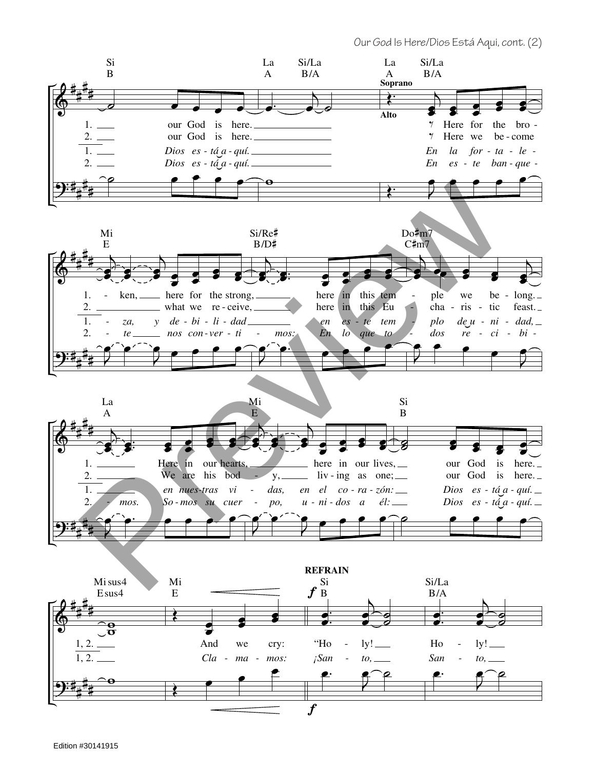Si / B — La / A — Si/La / B/A — La / A — Si/La / B/A

Soprano / Alto

1. ___ our God is here. ___ Here for the bro-
2. ___ our God is here. ___ Here we be-come
1. ___ *Dios es-tá a-quí.* ___ *En la for-ta-le-*
2. ___ *Dios es-tá a-quí.* ___ *En es-te ban-que-*

Mi / E — Si/Re♯ / B/D♯ — Do♯m7 / C♯m7

1. - ken, ___ here for the strong, ___ here in this tem - ple we be-long. ___
2. ___ what we re-ceive, ___ here in this Eu - cha-ris-tic feast. ___
1. - *za, y de-bi-li-dad* ___ *en es-te tem - plo de u-ni-dad,* ___
2. - *te* ___ *nos con-ver-ti - mos: En lo que to - dos re-ci-bi-*

La / A — Mi / E — Si / B

1. ___ Here in our hearts, ___ here in our lives, ___ our God is here. ___
2. ___ We are his bod - y, ___ liv-ing as one; ___ our God is here. ___
1. ___ *en nues-tras vi - das, en el co-ra-zón:* ___ *Dios es-tá a-quí.* ___
2. - *mos. So-mos su cuer - po, u-ni-dos a él:* ___ *Dios es-tá a-quí.* ___

Mi sus4 / E sus4 — Mi / E — **REFRAIN** *f* Si / B — Si/La / B/A

1, 2. ___ And we cry: "Ho - ly! ___ Ho - ly! ___
1, 2. ___ *Cla-ma-mos: ¡San - to,* ___ *San - to,* ___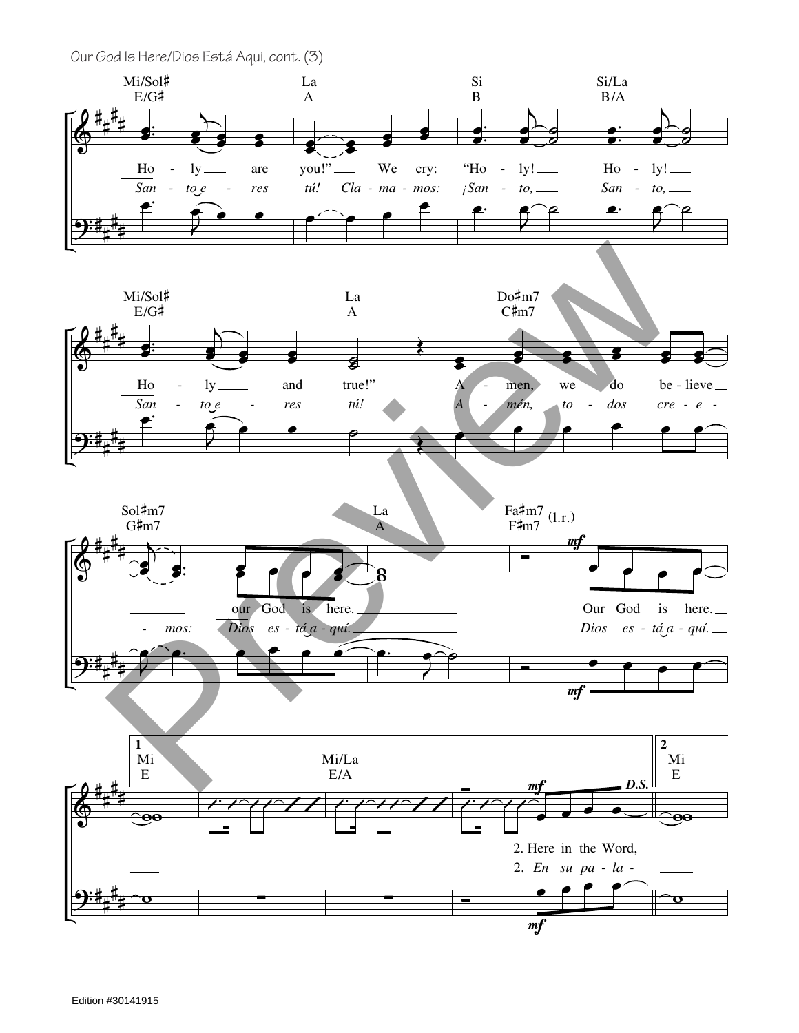Our God Is Here/Dios Está Aqui, cont. (3)

Mi/Sol♯ E/G♯ — La A — Si B — Si/La B/A

Ho - ly ___ are you!" ___ We cry: "Ho - ly! ___ Ho - ly! ___

*San - to e - res tú! Cla - ma - mos: ¡San - to, ___ San - to, ___*

Mi/Sol♯ E/G♯ — La A — Do♯m7 C♯m7

Ho - ly ___ and true!" A - men, we do be - lieve ___

*San - to e - res tú! A - mén, to - dos cre - e -*

Sol♯m7 G♯m7 — La A — Fa♯m7 F♯m7 (l.r.)

___ our God is here. ___ Our God is here. ___

*- mos: Dios es - tá a - quí. ___ Dios es - tá a - quí. ___*

1 Mi E — Mi/La E/A — D.S. — 2 Mi E

2. Here in the Word, ___

*2. En su pa - la -*

Edition #30141915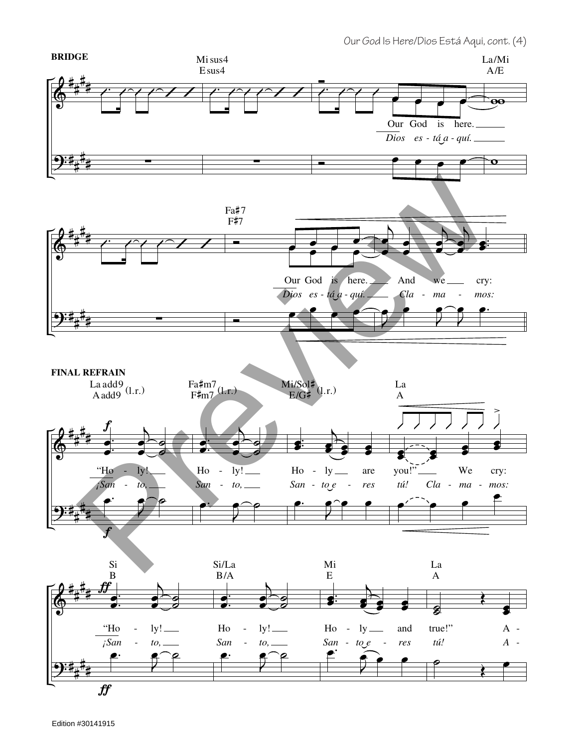**BRIDGE**

Mi sus4 / E sus4 — La/Mi / A/E

Our God is here.
*Dios es - tá a - quí.*

Fa♯7 / F♯7

Our God is here. And we cry:
*Dios es - tá a - quí. Cla - ma - mos:*

**FINAL REFRAIN**

La add9 / A add9 (l.r.) — Fa♯m7 / F♯m7 (l.r.) — Mi/Sol♯ / E/G♯ (l.r.) — La / A

"Ho - ly! Ho - ly! Ho - ly are you!" We cry:
*¡San - to, San - to, San - to e - res tú! Cla - ma - mos:*

Si / B — Si/La / B/A — Mi / E — La / A

"Ho - ly! Ho - ly! Ho - ly and true!" A -
*¡San - to, San - to, San - to e - res tú! A -*

Edition #30141915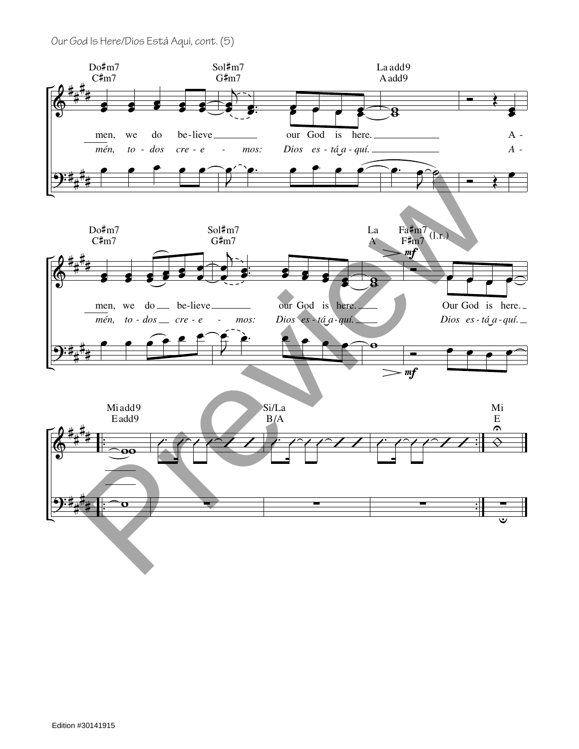Do♯m7 C♯m7 — Sol♯m7 G♯m7 — La add9 A add9

men, we do be-lieve our God is here. A -

*mén, to - dos cre - e - mos: Dios es - tá a - quí. A -*

Do♯m7 C♯m7 — Sol♯m7 G♯m7 — La A — Fa♯m7 F♯m7 (l.r.)

*mf*

men, we do be-lieve our God is here. Our God is here.

*mén, to - dos cre - e - mos: Dios es - tá a - quí. Dios es - tá a - quí.*

Mi add9 E add9 — Si/La B/A — Mi E

Edition #30141915